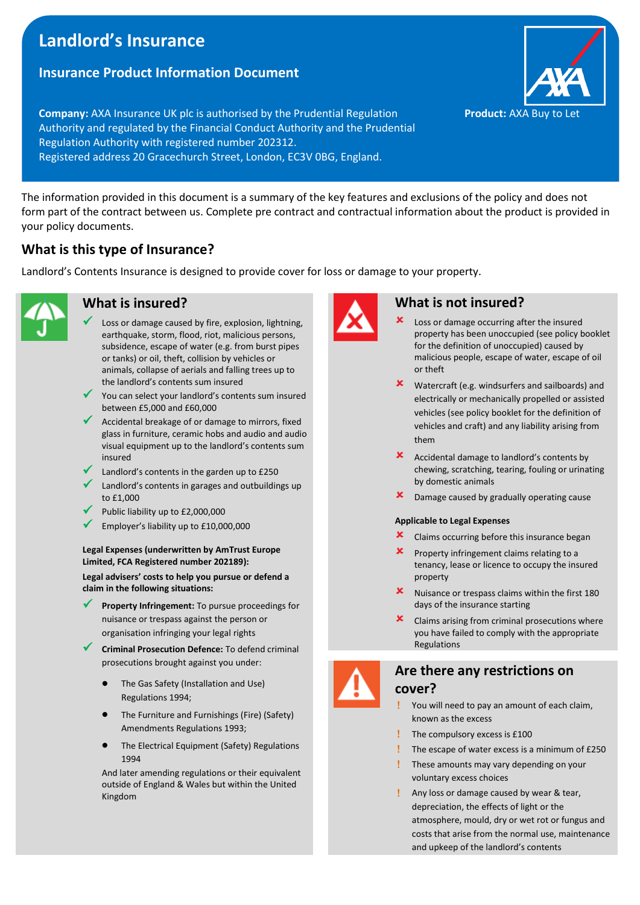# Landlord's Insurance

## Insurance Product Information Document

**Company:** AXA Insurance UK plc is authorised by the Prudential Regulation Authority and regulated by the Financial Conduct Authority and the Prudential Regulation Authority with registered number 202312.
Registered address 20 Gracechurch Street, London, EC3V 0BG, England.

**Product:** AXA Buy to Let

The information provided in this document is a summary of the key features and exclusions of the policy and does not form part of the contract between us. Complete pre contract and contractual information about the product is provided in your policy documents.

## What is this type of Insurance?

Landlord's Contents Insurance is designed to provide cover for loss or damage to your property.

## What is insured?

- ✓ Loss or damage caused by fire, explosion, lightning, earthquake, storm, flood, riot, malicious persons, subsidence, escape of water (e.g. from burst pipes or tanks) or oil, theft, collision by vehicles or animals, collapse of aerials and falling trees up to the landlord's contents sum insured
- ✓ You can select your landlord's contents sum insured between £5,000 and £60,000
- ✓ Accidental breakage of or damage to mirrors, fixed glass in furniture, ceramic hobs and audio and audio visual equipment up to the landlord's contents sum insured
- ✓ Landlord's contents in the garden up to £250
- ✓ Landlord's contents in garages and outbuildings up to £1,000
- ✓ Public liability up to £2,000,000
- ✓ Employer's liability up to £10,000,000

**Legal Expenses (underwritten by AmTrust Europe Limited, FCA Registered number 202189):**

**Legal advisers' costs to help you pursue or defend a claim in the following situations:**

- ✓ **Property Infringement:** To pursue proceedings for nuisance or trespass against the person or organisation infringing your legal rights
- ✓ **Criminal Prosecution Defence:** To defend criminal prosecutions brought against you under:
  - The Gas Safety (Installation and Use) Regulations 1994;
  - The Furniture and Furnishings (Fire) (Safety) Amendments Regulations 1993;
  - The Electrical Equipment (Safety) Regulations 1994

  And later amending regulations or their equivalent outside of England & Wales but within the United Kingdom

## What is not insured?

- ✗ Loss or damage occurring after the insured property has been unoccupied (see policy booklet for the definition of unoccupied) caused by malicious people, escape of water, escape of oil or theft
- ✗ Watercraft (e.g. windsurfers and sailboards) and electrically or mechanically propelled or assisted vehicles (see policy booklet for the definition of vehicles and craft) and any liability arising from them
- ✗ Accidental damage to landlord's contents by chewing, scratching, tearing, fouling or urinating by domestic animals
- ✗ Damage caused by gradually operating cause

**Applicable to Legal Expenses**

- ✗ Claims occurring before this insurance began
- ✗ Property infringement claims relating to a tenancy, lease or licence to occupy the insured property
- ✗ Nuisance or trespass claims within the first 180 days of the insurance starting
- ✗ Claims arising from criminal prosecutions where you have failed to comply with the appropriate Regulations

## Are there any restrictions on cover?

- ! You will need to pay an amount of each claim, known as the excess
- ! The compulsory excess is £100
- ! The escape of water excess is a minimum of £250
- ! These amounts may vary depending on your voluntary excess choices
- ! Any loss or damage caused by wear & tear, depreciation, the effects of light or the atmosphere, mould, dry or wet rot or fungus and costs that arise from the normal use, maintenance and upkeep of the landlord's contents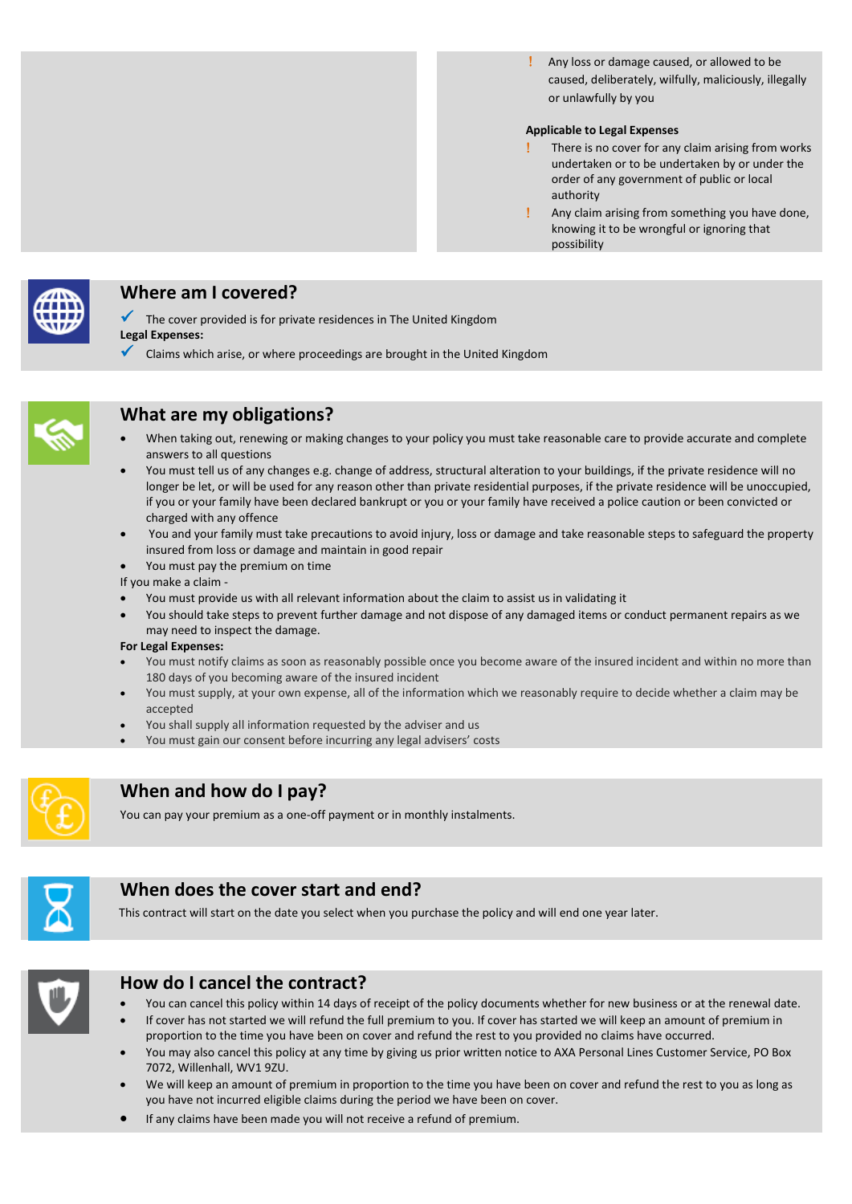! Any loss or damage caused, or allowed to be caused, deliberately, wilfully, maliciously, illegally or unlawfully by you

**Applicable to Legal Expenses**

! There is no cover for any claim arising from works undertaken or to be undertaken by or under the order of any government of public or local authority

! Any claim arising from something you have done, knowing it to be wrongful or ignoring that possibility

## Where am I covered?

✓ The cover provided is for private residences in The United Kingdom

**Legal Expenses:**

✓ Claims which arise, or where proceedings are brought in the United Kingdom

## What are my obligations?

- When taking out, renewing or making changes to your policy you must take reasonable care to provide accurate and complete answers to all questions
- You must tell us of any changes e.g. change of address, structural alteration to your buildings, if the private residence will no longer be let, or will be used for any reason other than private residential purposes, if the private residence will be unoccupied, if you or your family have been declared bankrupt or you or your family have received a police caution or been convicted or charged with any offence
- You and your family must take precautions to avoid injury, loss or damage and take reasonable steps to safeguard the property insured from loss or damage and maintain in good repair
- You must pay the premium on time

If you make a claim -

- You must provide us with all relevant information about the claim to assist us in validating it
- You should take steps to prevent further damage and not dispose of any damaged items or conduct permanent repairs as we may need to inspect the damage.

**For Legal Expenses:**

- You must notify claims as soon as reasonably possible once you become aware of the insured incident and within no more than 180 days of you becoming aware of the insured incident
- You must supply, at your own expense, all of the information which we reasonably require to decide whether a claim may be accepted
- You shall supply all information requested by the adviser and us
- You must gain our consent before incurring any legal advisers' costs

## When and how do I pay?

You can pay your premium as a one-off payment or in monthly instalments.

## When does the cover start and end?

This contract will start on the date you select when you purchase the policy and will end one year later.

## How do I cancel the contract?

- You can cancel this policy within 14 days of receipt of the policy documents whether for new business or at the renewal date.
- If cover has not started we will refund the full premium to you. If cover has started we will keep an amount of premium in proportion to the time you have been on cover and refund the rest to you provided no claims have occurred.
- You may also cancel this policy at any time by giving us prior written notice to AXA Personal Lines Customer Service, PO Box 7072, Willenhall, WV1 9ZU.
- We will keep an amount of premium in proportion to the time you have been on cover and refund the rest to you as long as you have not incurred eligible claims during the period we have been on cover.
- If any claims have been made you will not receive a refund of premium.